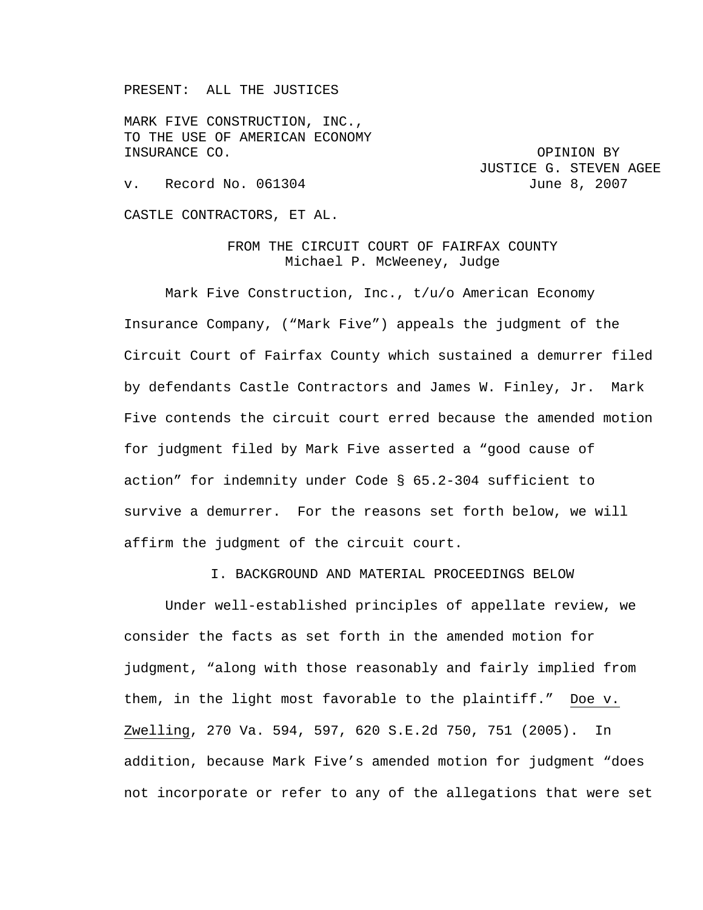PRESENT: ALL THE JUSTICES

MARK FIVE CONSTRUCTION, INC.,
TO THE USE OF AMERICAN ECONOMY
INSURANCE CO.

OPINION BY
JUSTICE G. STEVEN AGEE
June 8, 2007

v. Record No. 061304

CASTLE CONTRACTORS, ET AL.

FROM THE CIRCUIT COURT OF FAIRFAX COUNTY
Michael P. McWeeney, Judge

Mark Five Construction, Inc., t/u/o American Economy Insurance Company, ("Mark Five") appeals the judgment of the Circuit Court of Fairfax County which sustained a demurrer filed by defendants Castle Contractors and James W. Finley, Jr. Mark Five contends the circuit court erred because the amended motion for judgment filed by Mark Five asserted a "good cause of action" for indemnity under Code § 65.2-304 sufficient to survive a demurrer. For the reasons set forth below, we will affirm the judgment of the circuit court.

## I. BACKGROUND AND MATERIAL PROCEEDINGS BELOW

Under well-established principles of appellate review, we consider the facts as set forth in the amended motion for judgment, "along with those reasonably and fairly implied from them, in the light most favorable to the plaintiff." Doe v. Zwelling, 270 Va. 594, 597, 620 S.E.2d 750, 751 (2005). In addition, because Mark Five's amended motion for judgment "does not incorporate or refer to any of the allegations that were set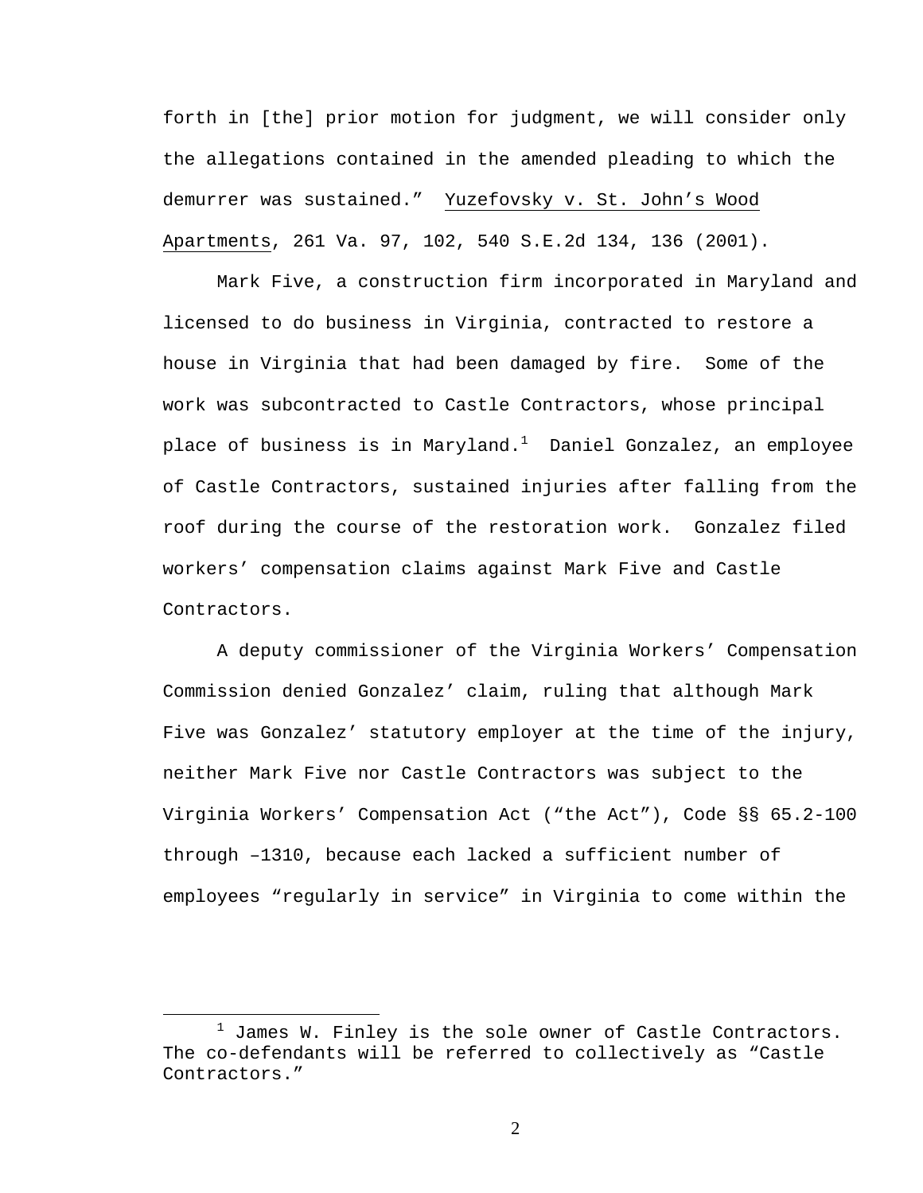forth in [the] prior motion for judgment, we will consider only the allegations contained in the amended pleading to which the demurrer was sustained." Yuzefovsky v. St. John's Wood Apartments, 261 Va. 97, 102, 540 S.E.2d 134, 136 (2001).

Mark Five, a construction firm incorporated in Maryland and licensed to do business in Virginia, contracted to restore a house in Virginia that had been damaged by fire. Some of the work was subcontracted to Castle Contractors, whose principal place of business is in Maryland.[1] Daniel Gonzalez, an employee of Castle Contractors, sustained injuries after falling from the roof during the course of the restoration work. Gonzalez filed workers' compensation claims against Mark Five and Castle Contractors.

A deputy commissioner of the Virginia Workers' Compensation Commission denied Gonzalez' claim, ruling that although Mark Five was Gonzalez' statutory employer at the time of the injury, neither Mark Five nor Castle Contractors was subject to the Virginia Workers' Compensation Act ("the Act"), Code §§ 65.2-100 through –1310, because each lacked a sufficient number of employees "regularly in service" in Virginia to come within the

---

[1] James W. Finley is the sole owner of Castle Contractors. The co-defendants will be referred to collectively as "Castle Contractors."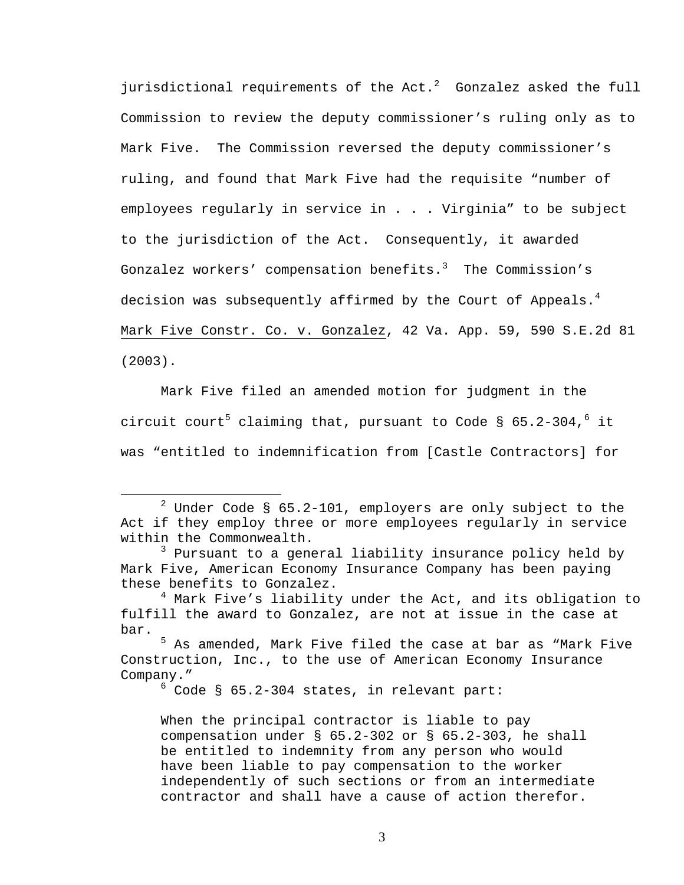jurisdictional requirements of the Act.[2] Gonzalez asked the full Commission to review the deputy commissioner's ruling only as to Mark Five. The Commission reversed the deputy commissioner's ruling, and found that Mark Five had the requisite "number of employees regularly in service in . . . Virginia" to be subject to the jurisdiction of the Act. Consequently, it awarded Gonzalez workers' compensation benefits.[3] The Commission's decision was subsequently affirmed by the Court of Appeals.[4] Mark Five Constr. Co. v. Gonzalez, 42 Va. App. 59, 590 S.E.2d 81 (2003).

Mark Five filed an amended motion for judgment in the circuit court[5] claiming that, pursuant to Code § 65.2-304,[6] it was "entitled to indemnification from [Castle Contractors] for

---

[2] Under Code § 65.2-101, employers are only subject to the Act if they employ three or more employees regularly in service within the Commonwealth.

[3] Pursuant to a general liability insurance policy held by Mark Five, American Economy Insurance Company has been paying these benefits to Gonzalez.

[4] Mark Five's liability under the Act, and its obligation to fulfill the award to Gonzalez, are not at issue in the case at bar.

[5] As amended, Mark Five filed the case at bar as "Mark Five Construction, Inc., to the use of American Economy Insurance Company."

[6] Code § 65.2-304 states, in relevant part:

> When the principal contractor is liable to pay compensation under § 65.2-302 or § 65.2-303, he shall be entitled to indemnity from any person who would have been liable to pay compensation to the worker independently of such sections or from an intermediate contractor and shall have a cause of action therefor.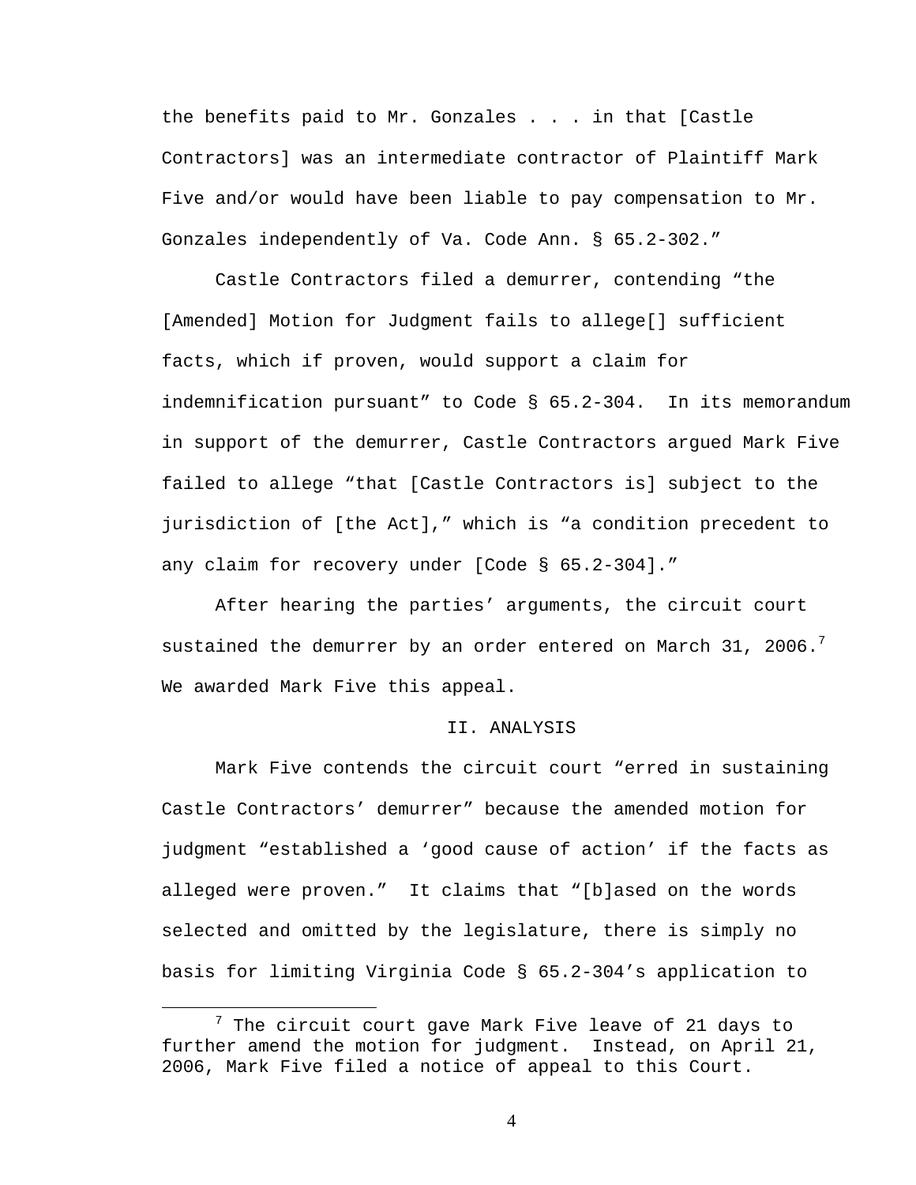the benefits paid to Mr. Gonzales . . . in that [Castle Contractors] was an intermediate contractor of Plaintiff Mark Five and/or would have been liable to pay compensation to Mr. Gonzales independently of Va. Code Ann. § 65.2-302."

Castle Contractors filed a demurrer, contending "the [Amended] Motion for Judgment fails to allege[] sufficient facts, which if proven, would support a claim for indemnification pursuant" to Code § 65.2-304. In its memorandum in support of the demurrer, Castle Contractors argued Mark Five failed to allege "that [Castle Contractors is] subject to the jurisdiction of [the Act]," which is "a condition precedent to any claim for recovery under [Code § 65.2-304]."

After hearing the parties' arguments, the circuit court sustained the demurrer by an order entered on March 31, 2006.[7] We awarded Mark Five this appeal.

## II. ANALYSIS

Mark Five contends the circuit court "erred in sustaining Castle Contractors' demurrer" because the amended motion for judgment "established a 'good cause of action' if the facts as alleged were proven." It claims that "[b]ased on the words selected and omitted by the legislature, there is simply no basis for limiting Virginia Code § 65.2-304's application to

---

[7] The circuit court gave Mark Five leave of 21 days to further amend the motion for judgment. Instead, on April 21, 2006, Mark Five filed a notice of appeal to this Court.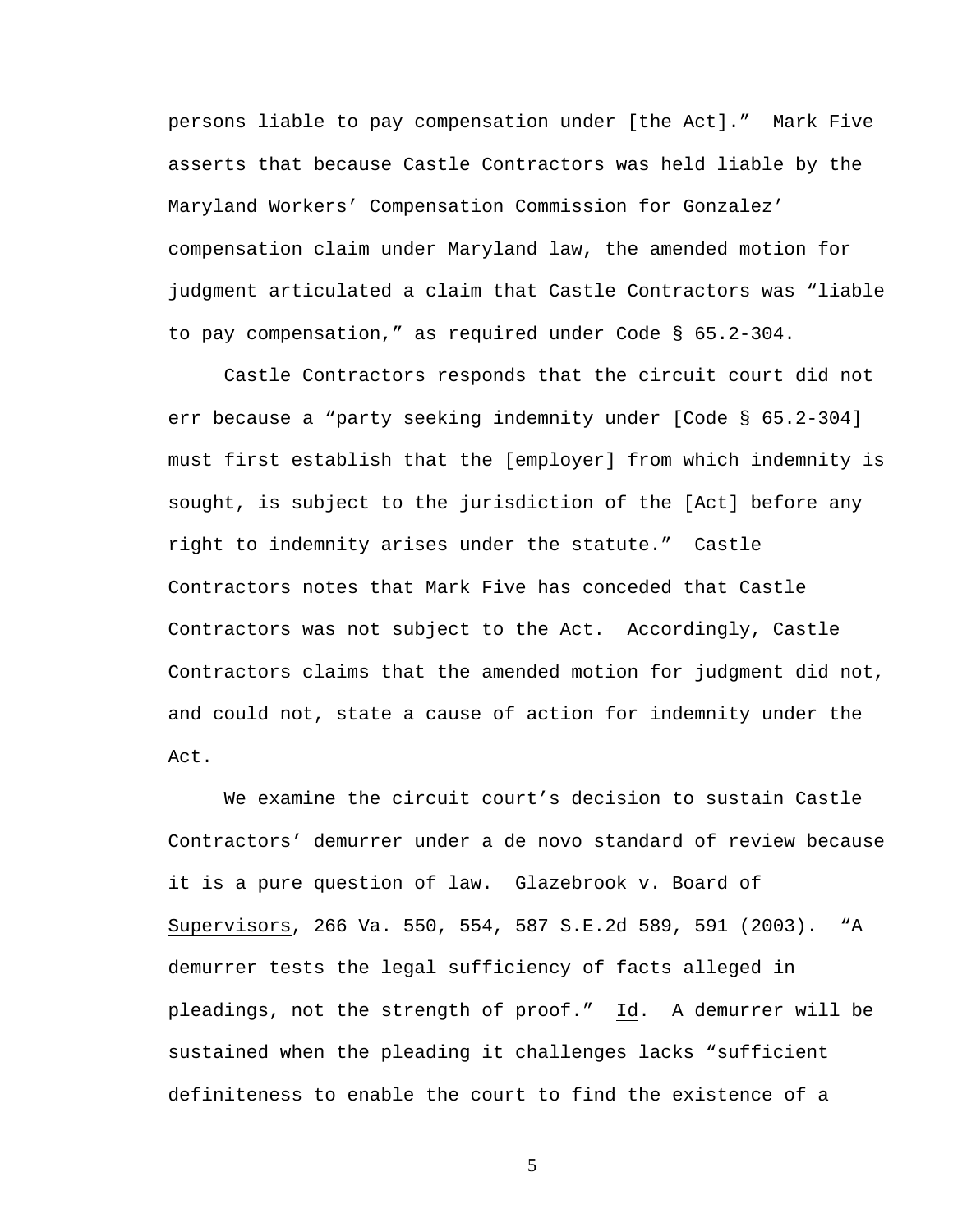persons liable to pay compensation under [the Act]." Mark Five asserts that because Castle Contractors was held liable by the Maryland Workers' Compensation Commission for Gonzalez' compensation claim under Maryland law, the amended motion for judgment articulated a claim that Castle Contractors was "liable to pay compensation," as required under Code § 65.2-304.

Castle Contractors responds that the circuit court did not err because a "party seeking indemnity under [Code § 65.2-304] must first establish that the [employer] from which indemnity is sought, is subject to the jurisdiction of the [Act] before any right to indemnity arises under the statute." Castle Contractors notes that Mark Five has conceded that Castle Contractors was not subject to the Act. Accordingly, Castle Contractors claims that the amended motion for judgment did not, and could not, state a cause of action for indemnity under the Act.

We examine the circuit court's decision to sustain Castle Contractors' demurrer under a de novo standard of review because it is a pure question of law. Glazebrook v. Board of Supervisors, 266 Va. 550, 554, 587 S.E.2d 589, 591 (2003). "A demurrer tests the legal sufficiency of facts alleged in pleadings, not the strength of proof." Id. A demurrer will be sustained when the pleading it challenges lacks "sufficient definiteness to enable the court to find the existence of a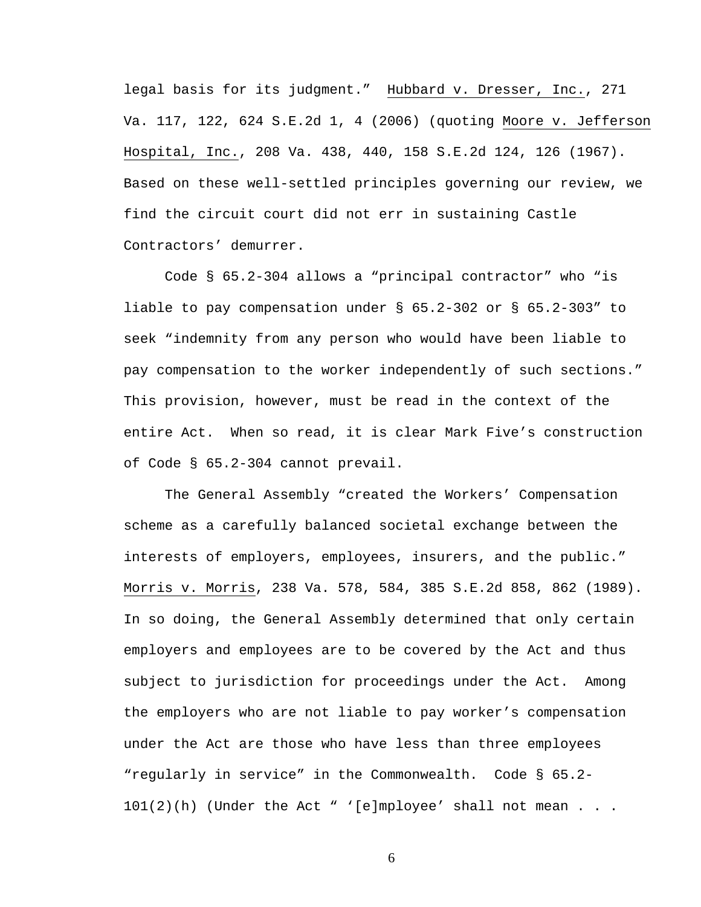legal basis for its judgment." Hubbard v. Dresser, Inc., 271 Va. 117, 122, 624 S.E.2d 1, 4 (2006) (quoting Moore v. Jefferson Hospital, Inc., 208 Va. 438, 440, 158 S.E.2d 124, 126 (1967). Based on these well-settled principles governing our review, we find the circuit court did not err in sustaining Castle Contractors' demurrer.

Code § 65.2-304 allows a "principal contractor" who "is liable to pay compensation under § 65.2-302 or § 65.2-303" to seek "indemnity from any person who would have been liable to pay compensation to the worker independently of such sections." This provision, however, must be read in the context of the entire Act. When so read, it is clear Mark Five's construction of Code § 65.2-304 cannot prevail.

The General Assembly "created the Workers' Compensation scheme as a carefully balanced societal exchange between the interests of employers, employees, insurers, and the public." Morris v. Morris, 238 Va. 578, 584, 385 S.E.2d 858, 862 (1989). In so doing, the General Assembly determined that only certain employers and employees are to be covered by the Act and thus subject to jurisdiction for proceedings under the Act. Among the employers who are not liable to pay worker's compensation under the Act are those who have less than three employees "regularly in service" in the Commonwealth. Code § 65.2-101(2)(h) (Under the Act " '[e]mployee' shall not mean . . .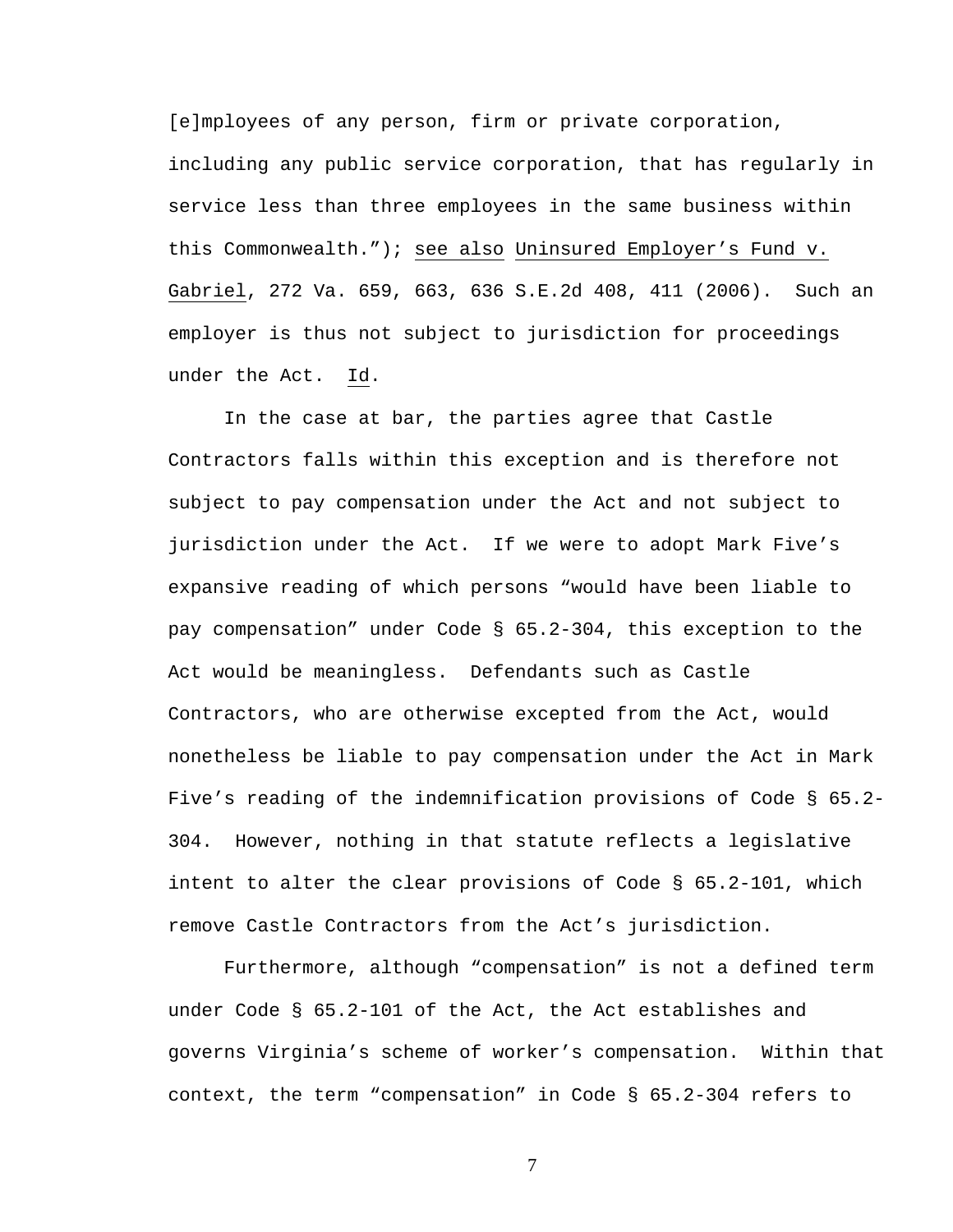[e]mployees of any person, firm or private corporation, including any public service corporation, that has regularly in service less than three employees in the same business within this Commonwealth."); see also Uninsured Employer's Fund v. Gabriel, 272 Va. 659, 663, 636 S.E.2d 408, 411 (2006). Such an employer is thus not subject to jurisdiction for proceedings under the Act. Id.

In the case at bar, the parties agree that Castle Contractors falls within this exception and is therefore not subject to pay compensation under the Act and not subject to jurisdiction under the Act. If we were to adopt Mark Five's expansive reading of which persons "would have been liable to pay compensation" under Code § 65.2-304, this exception to the Act would be meaningless. Defendants such as Castle Contractors, who are otherwise excepted from the Act, would nonetheless be liable to pay compensation under the Act in Mark Five's reading of the indemnification provisions of Code § 65.2-304. However, nothing in that statute reflects a legislative intent to alter the clear provisions of Code § 65.2-101, which remove Castle Contractors from the Act's jurisdiction.

Furthermore, although "compensation" is not a defined term under Code § 65.2-101 of the Act, the Act establishes and governs Virginia's scheme of worker's compensation. Within that context, the term "compensation" in Code § 65.2-304 refers to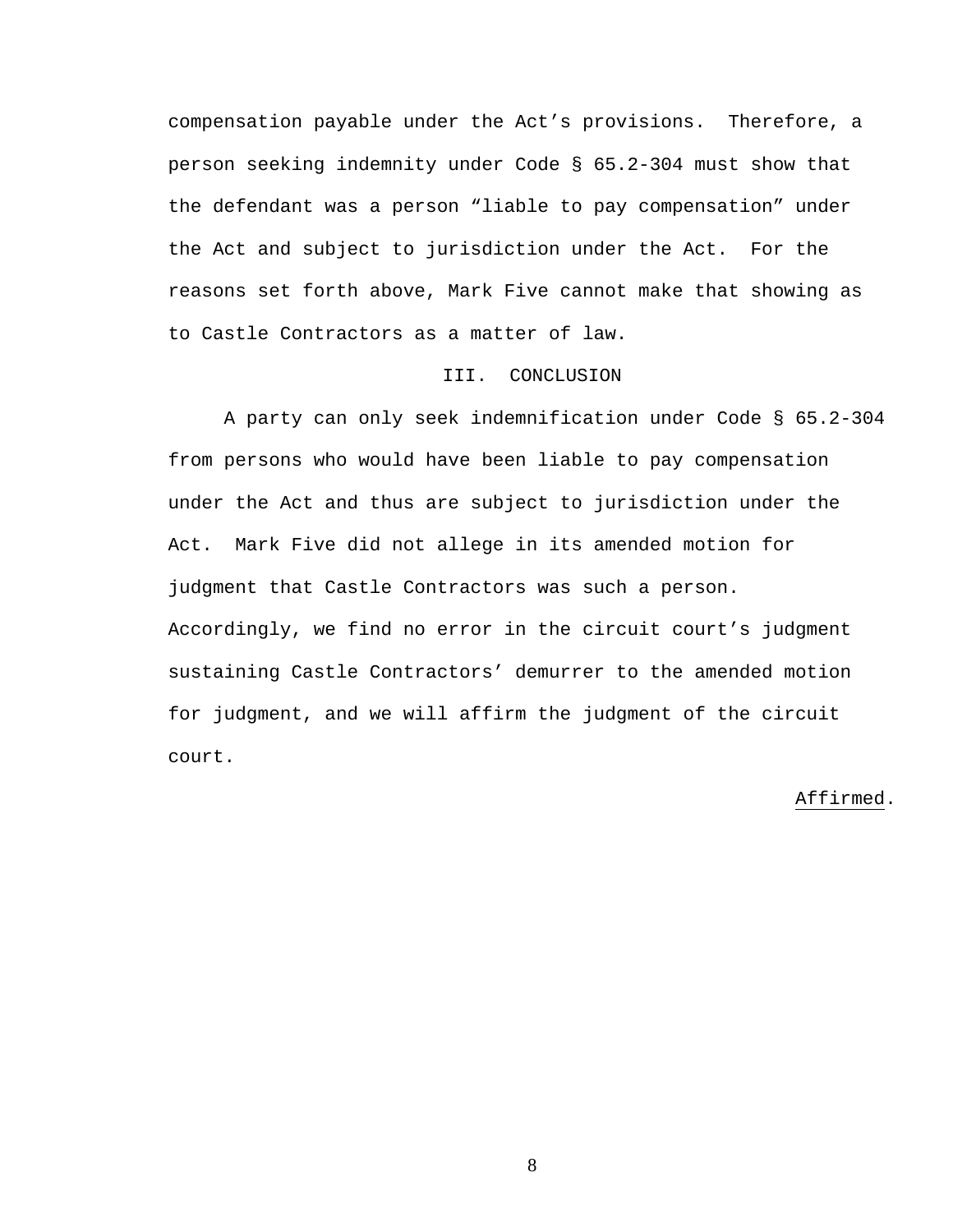compensation payable under the Act's provisions. Therefore, a person seeking indemnity under Code § 65.2-304 must show that the defendant was a person "liable to pay compensation" under the Act and subject to jurisdiction under the Act. For the reasons set forth above, Mark Five cannot make that showing as to Castle Contractors as a matter of law.

## III. CONCLUSION

A party can only seek indemnification under Code § 65.2-304 from persons who would have been liable to pay compensation under the Act and thus are subject to jurisdiction under the Act. Mark Five did not allege in its amended motion for judgment that Castle Contractors was such a person. Accordingly, we find no error in the circuit court's judgment sustaining Castle Contractors' demurrer to the amended motion for judgment, and we will affirm the judgment of the circuit court.

Affirmed.